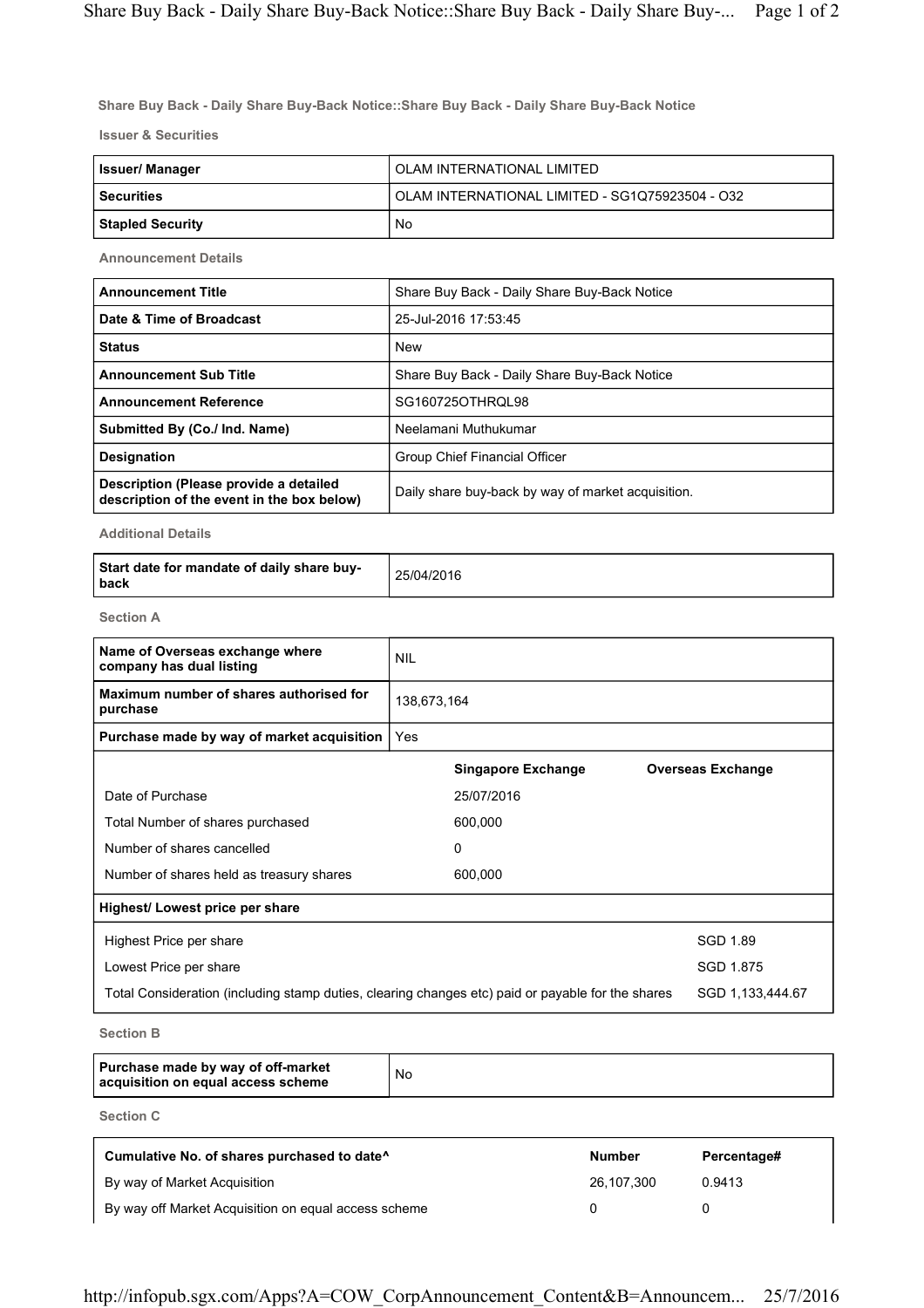**Share Buy Back - Daily Share Buy-Back Notice::Share Buy Back - Daily Share Buy-Back Notice**

**Issuer & Securities**

| | |
|---|---|
| **Issuer/ Manager** | OLAM INTERNATIONAL LIMITED |
| **Securities** | OLAM INTERNATIONAL LIMITED - SG1Q75923504 - O32 |
| **Stapled Security** | No |

**Announcement Details**

| | |
|---|---|
| **Announcement Title** | Share Buy Back - Daily Share Buy-Back Notice |
| **Date & Time of Broadcast** | 25-Jul-2016 17:53:45 |
| **Status** | New |
| **Announcement Sub Title** | Share Buy Back - Daily Share Buy-Back Notice |
| **Announcement Reference** | SG160725OTHRQL98 |
| **Submitted By (Co./ Ind. Name)** | Neelamani Muthukumar |
| **Designation** | Group Chief Financial Officer |
| **Description (Please provide a detailed description of the event in the box below)** | Daily share buy-back by way of market acquisition. |

**Additional Details**

| | |
|---|---|
| **Start date for mandate of daily share buy-back** | 25/04/2016 |

**Section A**

| | |
|---|---|
| **Name of Overseas exchange where company has dual listing** | NIL |
| **Maximum number of shares authorised for purchase** | 138,673,164 |
| **Purchase made by way of market acquisition** | Yes |

| | Singapore Exchange | Overseas Exchange |
|---|---|---|
| Date of Purchase | 25/07/2016 | |
| Total Number of shares purchased | 600,000 | |
| Number of shares cancelled | 0 | |
| Number of shares held as treasury shares | 600,000 | |

**Highest/ Lowest price per share**

| | |
|---|---|
| Highest Price per share | SGD 1.89 |
| Lowest Price per share | SGD 1.875 |
| Total Consideration (including stamp duties, clearing changes etc) paid or payable for the shares | SGD 1,133,444.67 |

**Section B**

| | |
|---|---|
| **Purchase made by way of off-market acquisition on equal access scheme** | No |

**Section C**

| Cumulative No. of shares purchased to date^ | Number | Percentage# |
|---|---|---|
| By way of Market Acquisition | 26,107,300 | 0.9413 |
| By way off Market Acquisition on equal access scheme | 0 | 0 |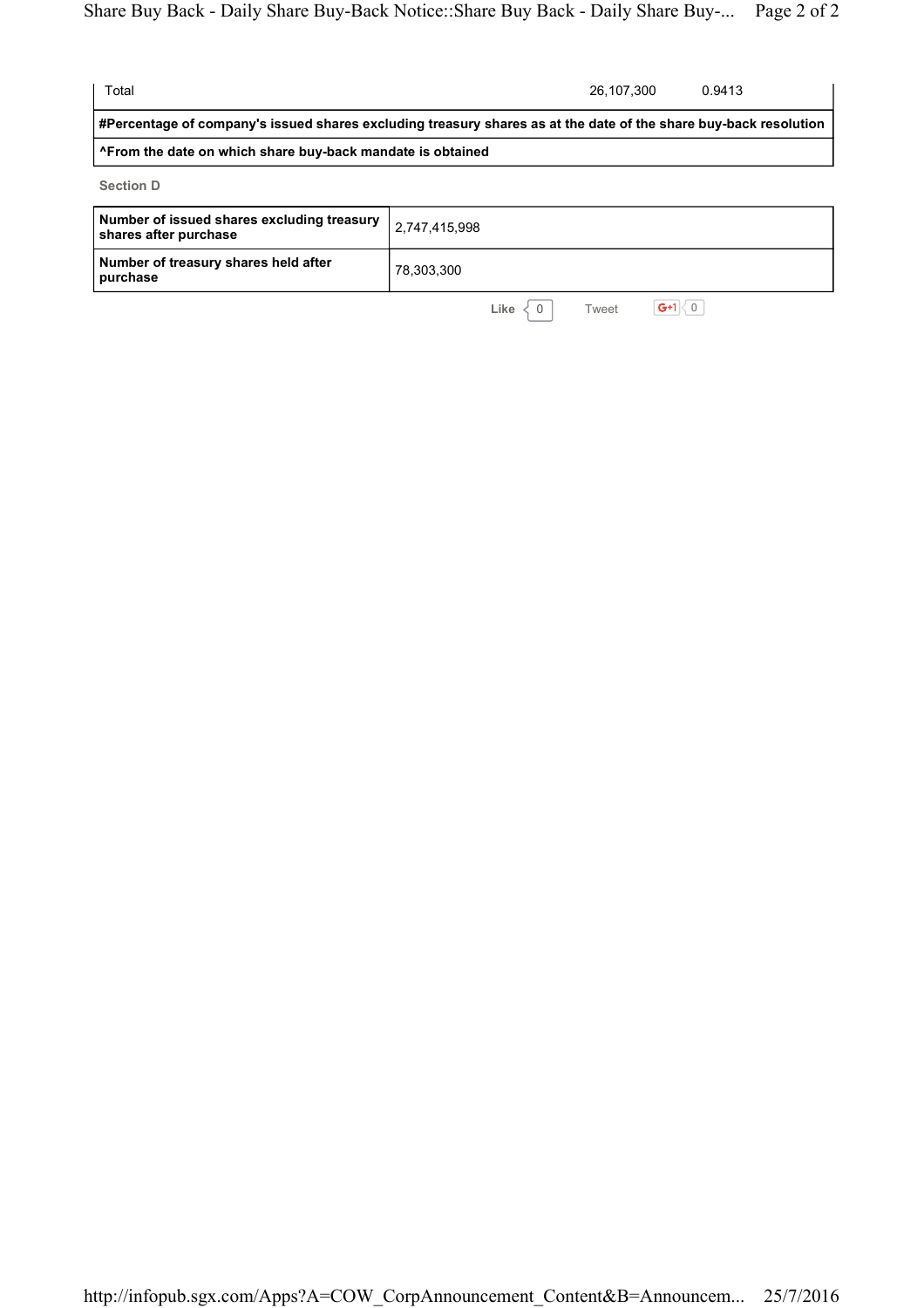| | | | |
|---|---|---|---|
| Total | | 26,107,300 | 0.9413 |
| #Percentage of company's issued shares excluding treasury shares as at the date of the share buy-back resolution | | | |
| ^From the date on which share buy-back mandate is obtained | | | |

Section D

| | |
|---|---|
| **Number of issued shares excluding treasury shares after purchase** | 2,747,415,998 |
| **Number of treasury shares held after purchase** | 78,303,300 |

Like 0 Tweet G+1 0